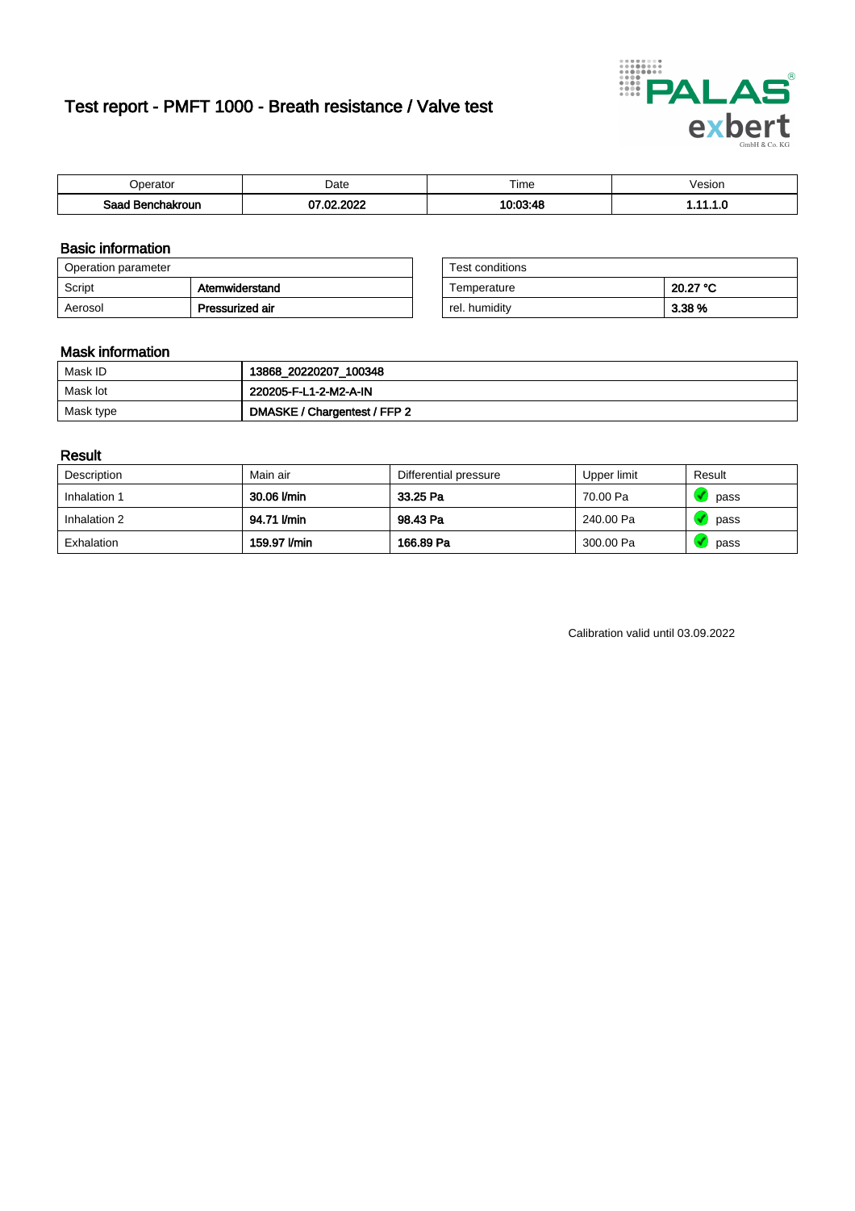# Test report - PMFT 1000 - Breath resistance / Valve test

| Operator | Date | Time | Vesion |
|---|---|---|---|
| **Saad Benchakroun** | **07.02.2022** | **10:03:48** | **1.11.1.0** |

## Basic information

| Operation parameter | |
|---|---|
| Script | **Atemwiderstand** |
| Aerosol | **Pressurized air** |

| Test conditions | |
|---|---|
| Temperature | **20.27 °C** |
| rel. humidity | **3.38 %** |

## Mask information

| | |
|---|---|
| Mask ID | **13868_20220207_100348** |
| Mask lot | **220205-F-L1-2-M2-A-IN** |
| Mask type | **DMASKE / Chargentest / FFP 2** |

## Result

| Description | Main air | Differential pressure | Upper limit | Result |
|---|---|---|---|---|
| Inhalation 1 | **30.06 l/min** | **33.25 Pa** | 70.00 Pa | pass |
| Inhalation 2 | **94.71 l/min** | **98.43 Pa** | 240.00 Pa | pass |
| Exhalation | **159.97 l/min** | **166.89 Pa** | 300.00 Pa | pass |

Calibration valid until 03.09.2022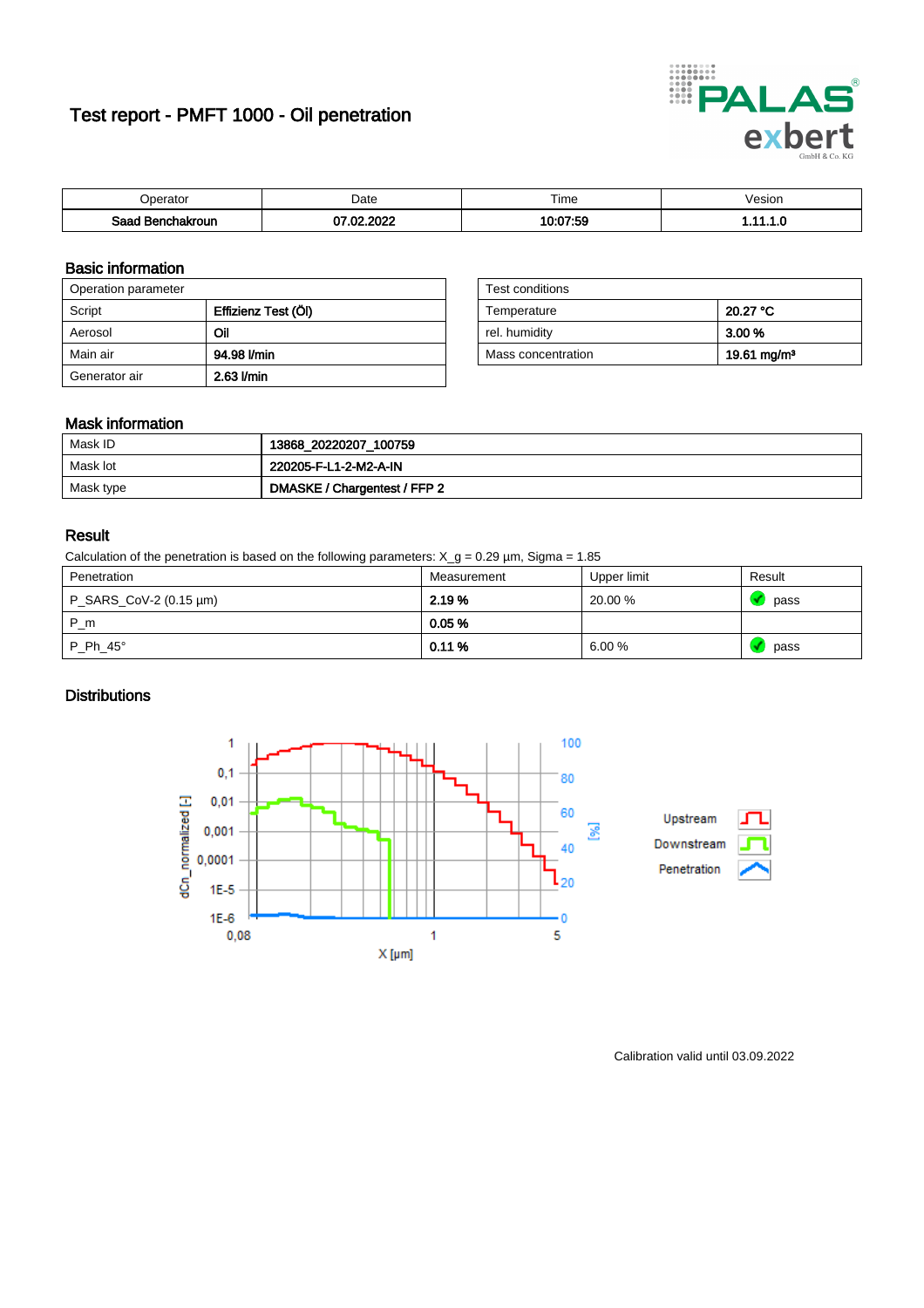# Test report - PMFT 1000 - Oil penetration

PALAS exbert GmbH & Co. KG

| Operator | Date | Time | Vesion |
|---|---|---|---|
| **Saad Benchakroun** | **07.02.2022** | **10:07:59** | **1.11.1.0** |

## Basic information

| Operation parameter | |
|---|---|
| Script | **Effizienz Test (Öl)** |
| Aerosol | **Oil** |
| Main air | **94.98 l/min** |
| Generator air | **2.63 l/min** |

| Test conditions | |
|---|---|
| Temperature | **20.27 °C** |
| rel. humidity | **3.00 %** |
| Mass concentration | **19.61 mg/m³** |

## Mask information

| | |
|---|---|
| Mask ID | **13868_20220207_100759** |
| Mask lot | **220205-F-L1-2-M2-A-IN** |
| Mask type | **DMASKE / Chargentest / FFP 2** |

## Result

Calculation of the penetration is based on the following parameters: $X_g = 0.29$ µm, Sigma = 1.85

| Penetration | Measurement | Upper limit | Result |
|---|---|---|---|
| P_SARS_CoV-2 (0.15 µm) | **2.19 %** | 20.00 % | pass |
| P_m | **0.05 %** | | |
| P_Ph_45° | **0.11 %** | 6.00 % | pass |

## Distributions

dCn_normalized [-]
1
0,1
0,01
0,001
0,0001
1E-5
1E-6
0,08
1
5
X [µm]
[%]
100
80
60
40
20
0
Upstream
Downstream
Penetration

Calibration valid until 03.09.2022